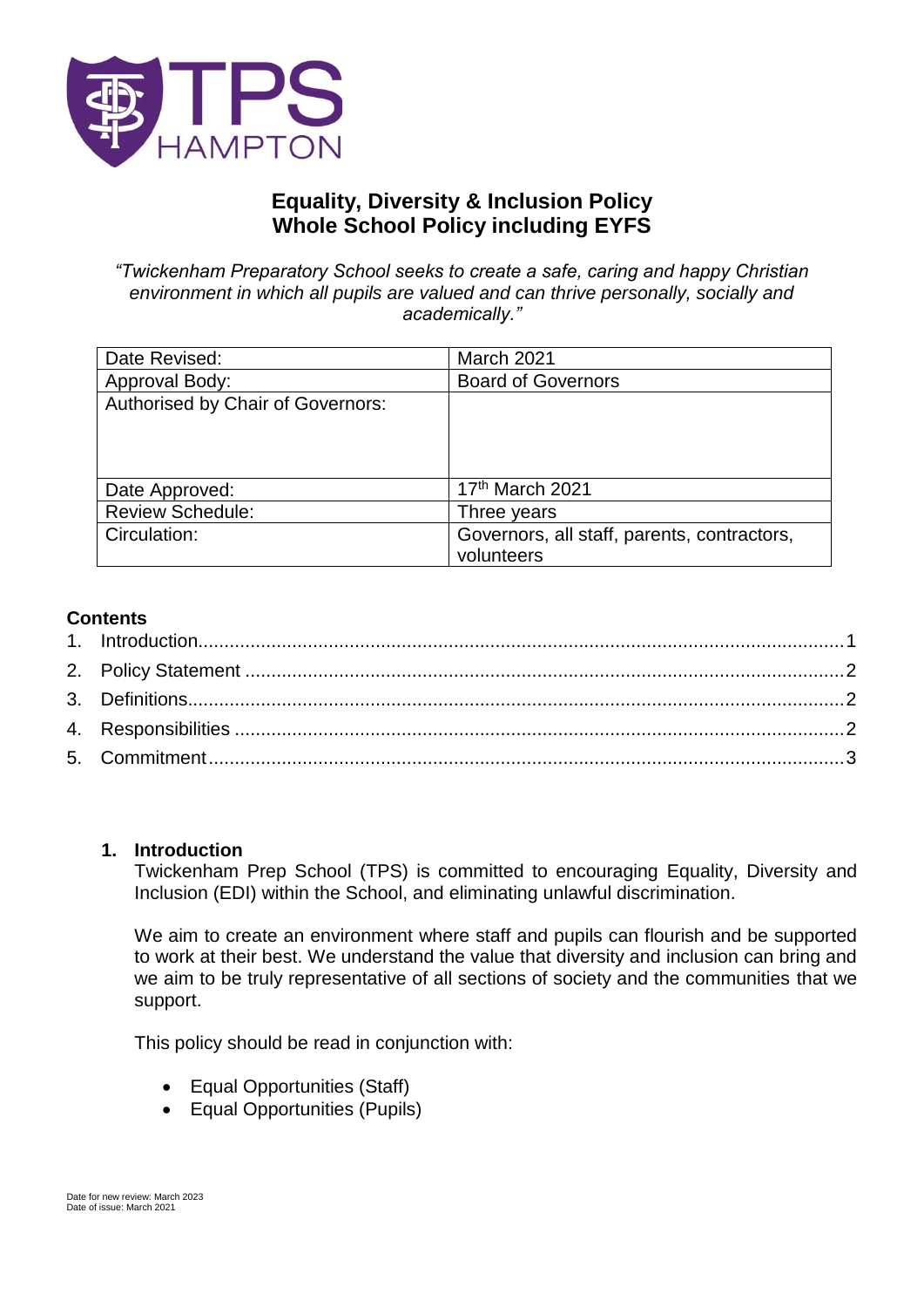# Equality, Diversity & Inclusion Policy
# Whole School Policy including EYFS

*"Twickenham Preparatory School seeks to create a safe, caring and happy Christian environment in which all pupils are valued and can thrive personally, socially and academically."*

| Date Revised: | March 2021 |
|---|---|
| Approval Body: | Board of Governors |
| Authorised by Chair of Governors: | |
| Date Approved: | 17th March 2021 |
| Review Schedule: | Three years |
| Circulation: | Governors, all staff, parents, contractors, volunteers |

## Contents

1. Introduction....1
2. Policy Statement....2
3. Definitions....2
4. Responsibilities....2
5. Commitment....3

## 1. Introduction

Twickenham Prep School (TPS) is committed to encouraging Equality, Diversity and Inclusion (EDI) within the School, and eliminating unlawful discrimination.

We aim to create an environment where staff and pupils can flourish and be supported to work at their best. We understand the value that diversity and inclusion can bring and we aim to be truly representative of all sections of society and the communities that we support.

This policy should be read in conjunction with:

- Equal Opportunities (Staff)
- Equal Opportunities (Pupils)

Date for new review: March 2023
Date of issue: March 2021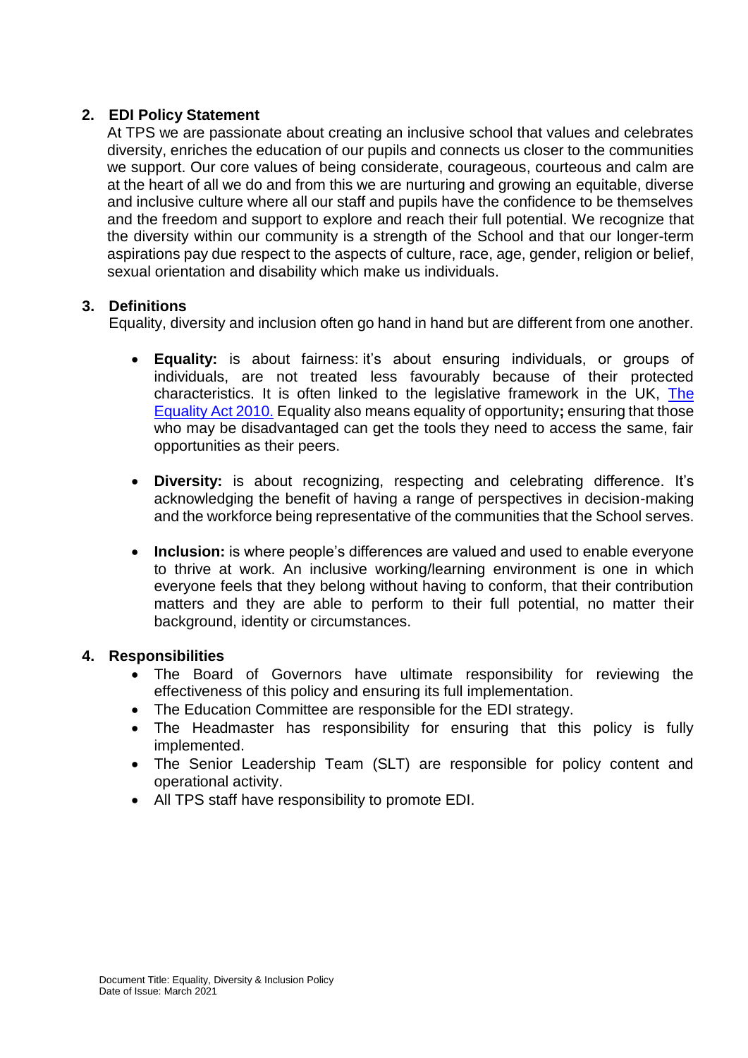## 2. EDI Policy Statement

At TPS we are passionate about creating an inclusive school that values and celebrates diversity, enriches the education of our pupils and connects us closer to the communities we support. Our core values of being considerate, courageous, courteous and calm are at the heart of all we do and from this we are nurturing and growing an equitable, diverse and inclusive culture where all our staff and pupils have the confidence to be themselves and the freedom and support to explore and reach their full potential. We recognize that the diversity within our community is a strength of the School and that our longer-term aspirations pay due respect to the aspects of culture, race, age, gender, religion or belief, sexual orientation and disability which make us individuals.

## 3. Definitions

Equality, diversity and inclusion often go hand in hand but are different from one another.

- **Equality:** is about fairness: it's about ensuring individuals, or groups of individuals, are not treated less favourably because of their protected characteristics. It is often linked to the legislative framework in the UK, [The Equality Act 2010.]() Equality also means equality of opportunity**;** ensuring that those who may be disadvantaged can get the tools they need to access the same, fair opportunities as their peers.

- **Diversity:** is about recognizing, respecting and celebrating difference. It's acknowledging the benefit of having a range of perspectives in decision-making and the workforce being representative of the communities that the School serves.

- **Inclusion:** is where people's differences are valued and used to enable everyone to thrive at work. An inclusive working/learning environment is one in which everyone feels that they belong without having to conform, that their contribution matters and they are able to perform to their full potential, no matter their background, identity or circumstances.

## 4. Responsibilities

- The Board of Governors have ultimate responsibility for reviewing the effectiveness of this policy and ensuring its full implementation.
- The Education Committee are responsible for the EDI strategy.
- The Headmaster has responsibility for ensuring that this policy is fully implemented.
- The Senior Leadership Team (SLT) are responsible for policy content and operational activity.
- All TPS staff have responsibility to promote EDI.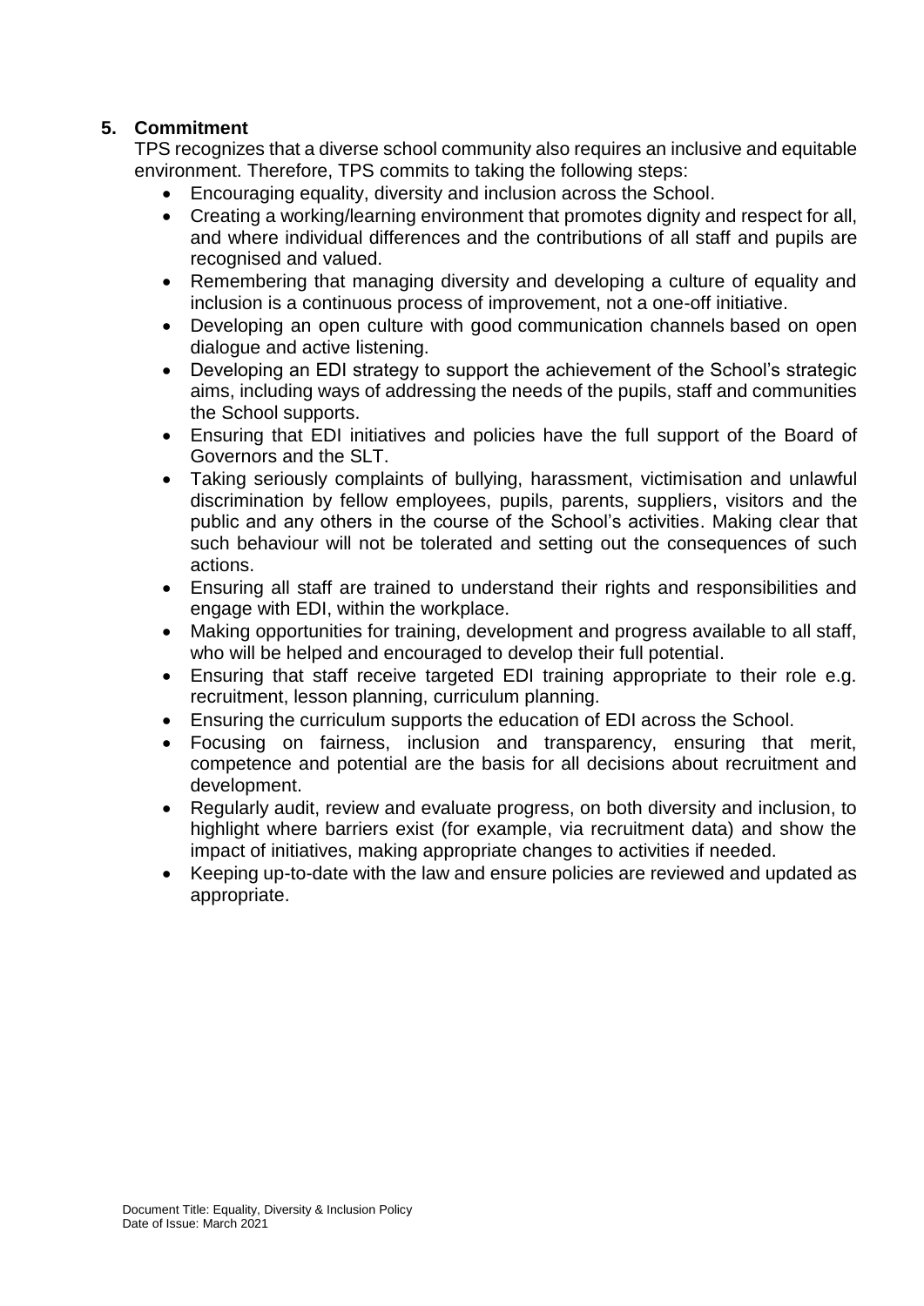## 5. Commitment

TPS recognizes that a diverse school community also requires an inclusive and equitable environment. Therefore, TPS commits to taking the following steps:

- Encouraging equality, diversity and inclusion across the School.
- Creating a working/learning environment that promotes dignity and respect for all, and where individual differences and the contributions of all staff and pupils are recognised and valued.
- Remembering that managing diversity and developing a culture of equality and inclusion is a continuous process of improvement, not a one-off initiative.
- Developing an open culture with good communication channels based on open dialogue and active listening.
- Developing an EDI strategy to support the achievement of the School's strategic aims, including ways of addressing the needs of the pupils, staff and communities the School supports.
- Ensuring that EDI initiatives and policies have the full support of the Board of Governors and the SLT.
- Taking seriously complaints of bullying, harassment, victimisation and unlawful discrimination by fellow employees, pupils, parents, suppliers, visitors and the public and any others in the course of the School's activities. Making clear that such behaviour will not be tolerated and setting out the consequences of such actions.
- Ensuring all staff are trained to understand their rights and responsibilities and engage with EDI, within the workplace.
- Making opportunities for training, development and progress available to all staff, who will be helped and encouraged to develop their full potential.
- Ensuring that staff receive targeted EDI training appropriate to their role e.g. recruitment, lesson planning, curriculum planning.
- Ensuring the curriculum supports the education of EDI across the School.
- Focusing on fairness, inclusion and transparency, ensuring that merit, competence and potential are the basis for all decisions about recruitment and development.
- Regularly audit, review and evaluate progress, on both diversity and inclusion, to highlight where barriers exist (for example, via recruitment data) and show the impact of initiatives, making appropriate changes to activities if needed.
- Keeping up-to-date with the law and ensure policies are reviewed and updated as appropriate.